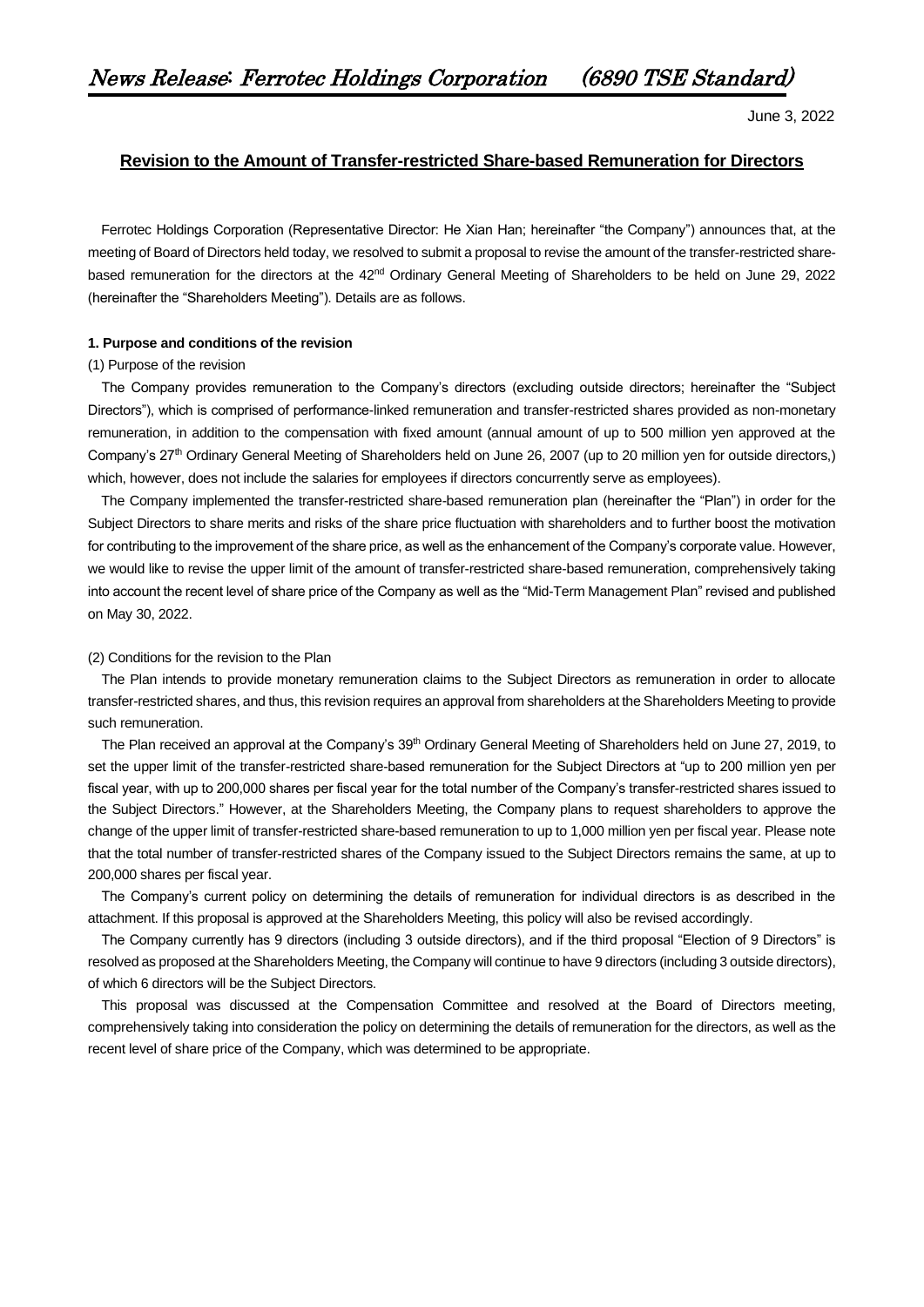June 3, 2022

## Revision to the Amount of Transfer-restricted Share-based Remuneration for Directors

Ferrotec Holdings Corporation (Representative Director: He Xian Han; hereinafter "the Company") announces that, at the meeting of Board of Directors held today, we resolved to submit a proposal to revise the amount of the transfer-restricted share-based remuneration for the directors at the 42nd Ordinary General Meeting of Shareholders to be held on June 29, 2022 (hereinafter the "Shareholders Meeting"). Details are as follows.

### 1. Purpose and conditions of the revision

(1) Purpose of the revision

The Company provides remuneration to the Company's directors (excluding outside directors; hereinafter the "Subject Directors"), which is comprised of performance-linked remuneration and transfer-restricted shares provided as non-monetary remuneration, in addition to the compensation with fixed amount (annual amount of up to 500 million yen approved at the Company's 27th Ordinary General Meeting of Shareholders held on June 26, 2007 (up to 20 million yen for outside directors,) which, however, does not include the salaries for employees if directors concurrently serve as employees).

The Company implemented the transfer-restricted share-based remuneration plan (hereinafter the "Plan") in order for the Subject Directors to share merits and risks of the share price fluctuation with shareholders and to further boost the motivation for contributing to the improvement of the share price, as well as the enhancement of the Company's corporate value. However, we would like to revise the upper limit of the amount of transfer-restricted share-based remuneration, comprehensively taking into account the recent level of share price of the Company as well as the "Mid-Term Management Plan" revised and published on May 30, 2022.

(2) Conditions for the revision to the Plan

The Plan intends to provide monetary remuneration claims to the Subject Directors as remuneration in order to allocate transfer-restricted shares, and thus, this revision requires an approval from shareholders at the Shareholders Meeting to provide such remuneration.

The Plan received an approval at the Company's 39th Ordinary General Meeting of Shareholders held on June 27, 2019, to set the upper limit of the transfer-restricted share-based remuneration for the Subject Directors at "up to 200 million yen per fiscal year, with up to 200,000 shares per fiscal year for the total number of the Company's transfer-restricted shares issued to the Subject Directors." However, at the Shareholders Meeting, the Company plans to request shareholders to approve the change of the upper limit of transfer-restricted share-based remuneration to up to 1,000 million yen per fiscal year. Please note that the total number of transfer-restricted shares of the Company issued to the Subject Directors remains the same, at up to 200,000 shares per fiscal year.

The Company's current policy on determining the details of remuneration for individual directors is as described in the attachment. If this proposal is approved at the Shareholders Meeting, this policy will also be revised accordingly.

The Company currently has 9 directors (including 3 outside directors), and if the third proposal "Election of 9 Directors" is resolved as proposed at the Shareholders Meeting, the Company will continue to have 9 directors (including 3 outside directors), of which 6 directors will be the Subject Directors.

This proposal was discussed at the Compensation Committee and resolved at the Board of Directors meeting, comprehensively taking into consideration the policy on determining the details of remuneration for the directors, as well as the recent level of share price of the Company, which was determined to be appropriate.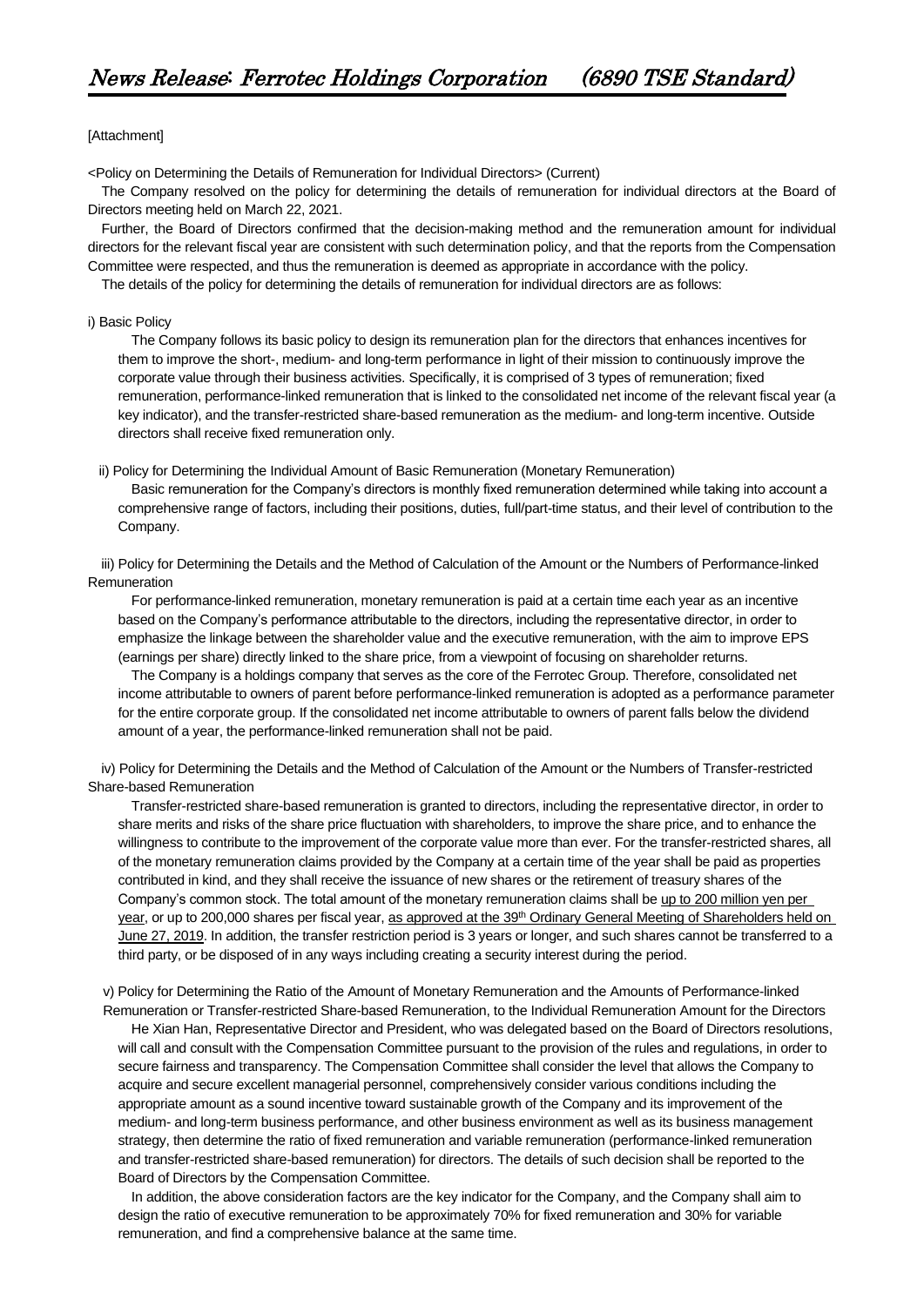[Attachment]

<Policy on Determining the Details of Remuneration for Individual Directors> (Current)

The Company resolved on the policy for determining the details of remuneration for individual directors at the Board of Directors meeting held on March 22, 2021.

Further, the Board of Directors confirmed that the decision-making method and the remuneration amount for individual directors for the relevant fiscal year are consistent with such determination policy, and that the reports from the Compensation Committee were respected, and thus the remuneration is deemed as appropriate in accordance with the policy.

The details of the policy for determining the details of remuneration for individual directors are as follows:

i) Basic Policy

The Company follows its basic policy to design its remuneration plan for the directors that enhances incentives for them to improve the short-, medium- and long-term performance in light of their mission to continuously improve the corporate value through their business activities. Specifically, it is comprised of 3 types of remuneration; fixed remuneration, performance-linked remuneration that is linked to the consolidated net income of the relevant fiscal year (a key indicator), and the transfer-restricted share-based remuneration as the medium- and long-term incentive. Outside directors shall receive fixed remuneration only.

ii) Policy for Determining the Individual Amount of Basic Remuneration (Monetary Remuneration)

Basic remuneration for the Company's directors is monthly fixed remuneration determined while taking into account a comprehensive range of factors, including their positions, duties, full/part-time status, and their level of contribution to the Company.

iii) Policy for Determining the Details and the Method of Calculation of the Amount or the Numbers of Performance-linked Remuneration

For performance-linked remuneration, monetary remuneration is paid at a certain time each year as an incentive based on the Company's performance attributable to the directors, including the representative director, in order to emphasize the linkage between the shareholder value and the executive remuneration, with the aim to improve EPS (earnings per share) directly linked to the share price, from a viewpoint of focusing on shareholder returns.

The Company is a holdings company that serves as the core of the Ferrotec Group. Therefore, consolidated net income attributable to owners of parent before performance-linked remuneration is adopted as a performance parameter for the entire corporate group. If the consolidated net income attributable to owners of parent falls below the dividend amount of a year, the performance-linked remuneration shall not be paid.

iv) Policy for Determining the Details and the Method of Calculation of the Amount or the Numbers of Transfer-restricted Share-based Remuneration

Transfer-restricted share-based remuneration is granted to directors, including the representative director, in order to share merits and risks of the share price fluctuation with shareholders, to improve the share price, and to enhance the willingness to contribute to the improvement of the corporate value more than ever. For the transfer-restricted shares, all of the monetary remuneration claims provided by the Company at a certain time of the year shall be paid as properties contributed in kind, and they shall receive the issuance of new shares or the retirement of treasury shares of the Company's common stock. The total amount of the monetary remuneration claims shall be up to 200 million yen per year, or up to 200,000 shares per fiscal year, as approved at the 39th Ordinary General Meeting of Shareholders held on June 27, 2019. In addition, the transfer restriction period is 3 years or longer, and such shares cannot be transferred to a third party, or be disposed of in any ways including creating a security interest during the period.

v) Policy for Determining the Ratio of the Amount of Monetary Remuneration and the Amounts of Performance-linked Remuneration or Transfer-restricted Share-based Remuneration, to the Individual Remuneration Amount for the Directors

He Xian Han, Representative Director and President, who was delegated based on the Board of Directors resolutions, will call and consult with the Compensation Committee pursuant to the provision of the rules and regulations, in order to secure fairness and transparency. The Compensation Committee shall consider the level that allows the Company to acquire and secure excellent managerial personnel, comprehensively consider various conditions including the appropriate amount as a sound incentive toward sustainable growth of the Company and its improvement of the medium- and long-term business performance, and other business environment as well as its business management strategy, then determine the ratio of fixed remuneration and variable remuneration (performance-linked remuneration and transfer-restricted share-based remuneration) for directors. The details of such decision shall be reported to the Board of Directors by the Compensation Committee.

In addition, the above consideration factors are the key indicator for the Company, and the Company shall aim to design the ratio of executive remuneration to be approximately 70% for fixed remuneration and 30% for variable remuneration, and find a comprehensive balance at the same time.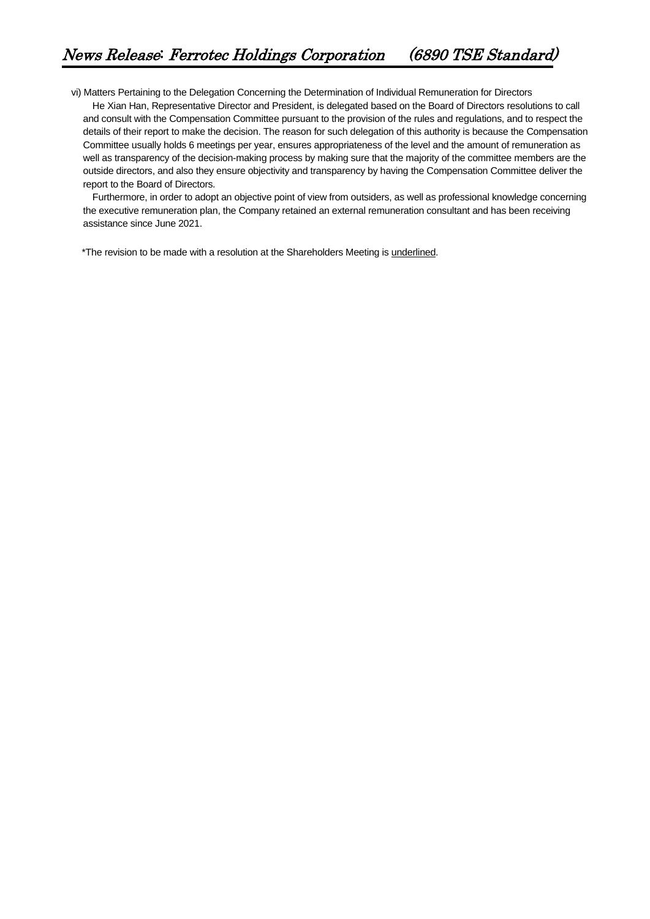vi) Matters Pertaining to the Delegation Concerning the Determination of Individual Remuneration for Directors

He Xian Han, Representative Director and President, is delegated based on the Board of Directors resolutions to call and consult with the Compensation Committee pursuant to the provision of the rules and regulations, and to respect the details of their report to make the decision. The reason for such delegation of this authority is because the Compensation Committee usually holds 6 meetings per year, ensures appropriateness of the level and the amount of remuneration as well as transparency of the decision-making process by making sure that the majority of the committee members are the outside directors, and also they ensure objectivity and transparency by having the Compensation Committee deliver the report to the Board of Directors.

Furthermore, in order to adopt an objective point of view from outsiders, as well as professional knowledge concerning the executive remuneration plan, the Company retained an external remuneration consultant and has been receiving assistance since June 2021.

*The revision to be made with a resolution at the Shareholders Meeting is <u>underlined</u>.